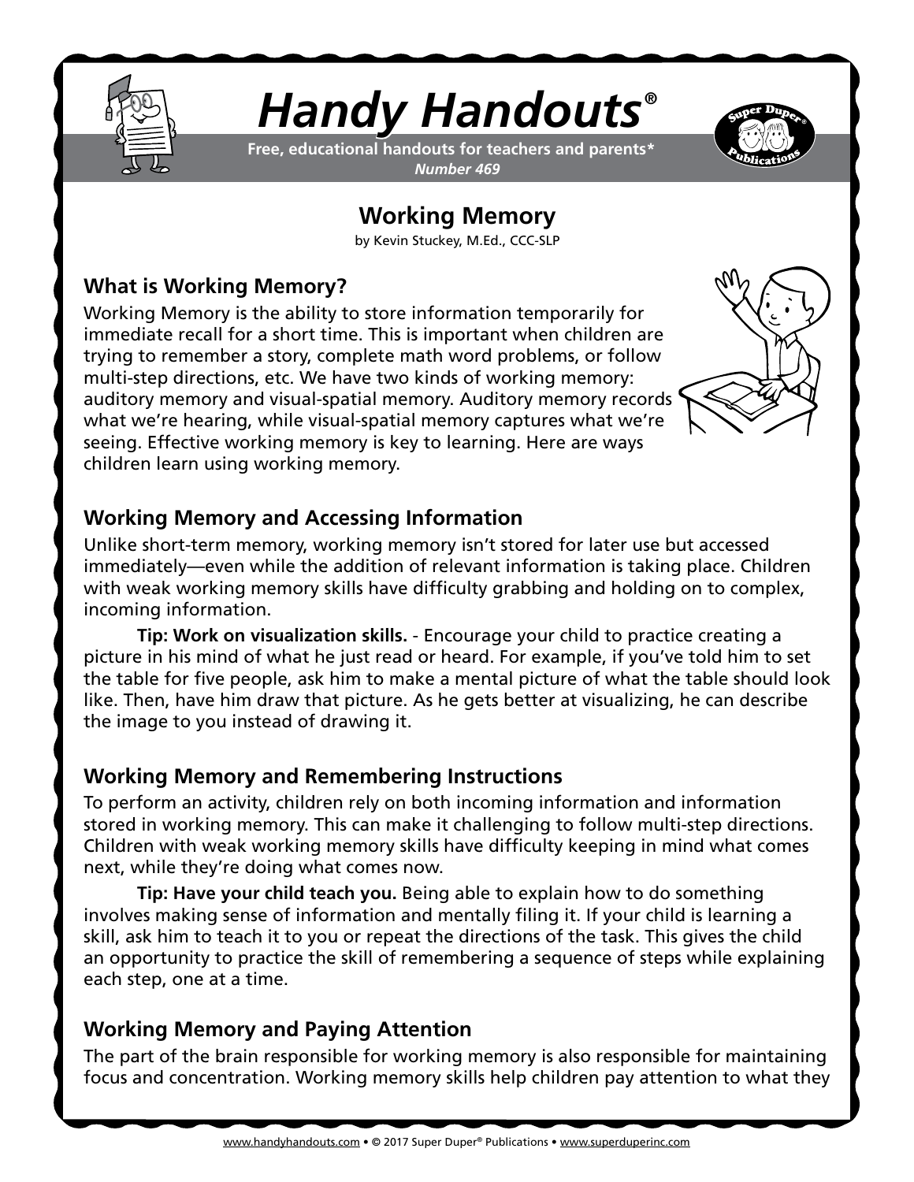# Handy Handouts®

**Free, educational handouts for teachers and parents***
*Number 469*

## Working Memory

by Kevin Stuckey, M.Ed., CCC-SLP

### What is Working Memory?

Working Memory is the ability to store information temporarily for immediate recall for a short time. This is important when children are trying to remember a story, complete math word problems, or follow multi-step directions, etc. We have two kinds of working memory: auditory memory and visual-spatial memory. Auditory memory records what we're hearing, while visual-spatial memory captures what we're seeing. Effective working memory is key to learning. Here are ways children learn using working memory.

### Working Memory and Accessing Information

Unlike short-term memory, working memory isn't stored for later use but accessed immediately—even while the addition of relevant information is taking place. Children with weak working memory skills have difficulty grabbing and holding on to complex, incoming information.

**Tip: Work on visualization skills.** - Encourage your child to practice creating a picture in his mind of what he just read or heard. For example, if you've told him to set the table for five people, ask him to make a mental picture of what the table should look like. Then, have him draw that picture. As he gets better at visualizing, he can describe the image to you instead of drawing it.

### Working Memory and Remembering Instructions

To perform an activity, children rely on both incoming information and information stored in working memory. This can make it challenging to follow multi-step directions. Children with weak working memory skills have difficulty keeping in mind what comes next, while they're doing what comes now.

**Tip: Have your child teach you.** Being able to explain how to do something involves making sense of information and mentally filing it. If your child is learning a skill, ask him to teach it to you or repeat the directions of the task. This gives the child an opportunity to practice the skill of remembering a sequence of steps while explaining each step, one at a time.

### Working Memory and Paying Attention

The part of the brain responsible for working memory is also responsible for maintaining focus and concentration. Working memory skills help children pay attention to what they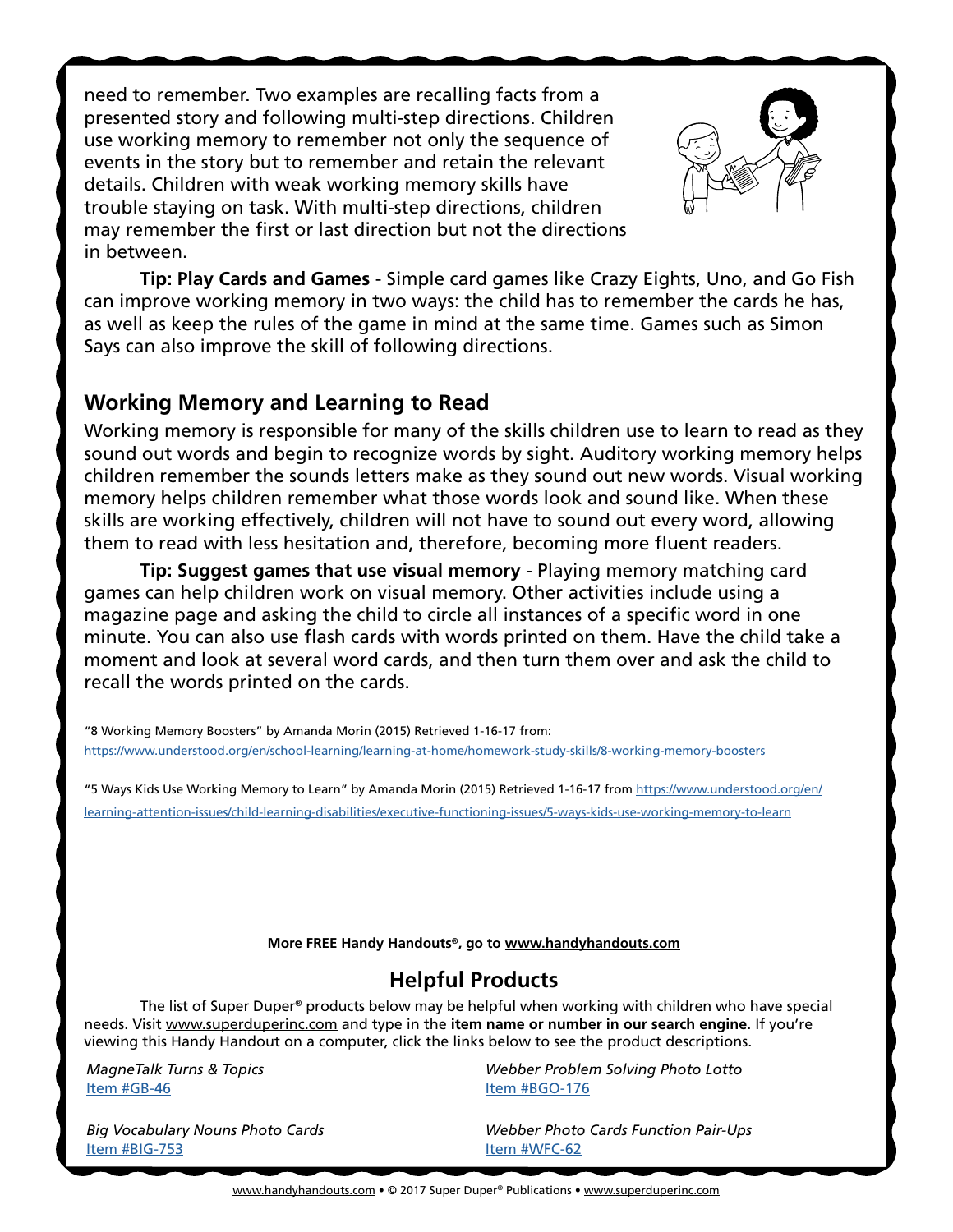need to remember. Two examples are recalling facts from a presented story and following multi-step directions. Children use working memory to remember not only the sequence of events in the story but to remember and retain the relevant details. Children with weak working memory skills have trouble staying on task. With multi-step directions, children may remember the first or last direction but not the directions in between.

**Tip: Play Cards and Games** - Simple card games like Crazy Eights, Uno, and Go Fish can improve working memory in two ways: the child has to remember the cards he has, as well as keep the rules of the game in mind at the same time. Games such as Simon Says can also improve the skill of following directions.

## Working Memory and Learning to Read

Working memory is responsible for many of the skills children use to learn to read as they sound out words and begin to recognize words by sight. Auditory working memory helps children remember the sounds letters make as they sound out new words. Visual working memory helps children remember what those words look and sound like. When these skills are working effectively, children will not have to sound out every word, allowing them to read with less hesitation and, therefore, becoming more fluent readers.

**Tip: Suggest games that use visual memory** - Playing memory matching card games can help children work on visual memory. Other activities include using a magazine page and asking the child to circle all instances of a specific word in one minute. You can also use flash cards with words printed on them. Have the child take a moment and look at several word cards, and then turn them over and ask the child to recall the words printed on the cards.

"8 Working Memory Boosters" by Amanda Morin (2015) Retrieved 1-16-17 from: https://www.understood.org/en/school-learning/learning-at-home/homework-study-skills/8-working-memory-boosters

"5 Ways Kids Use Working Memory to Learn" by Amanda Morin (2015) Retrieved 1-16-17 from https://www.understood.org/en/learning-attention-issues/child-learning-disabilities/executive-functioning-issues/5-ways-kids-use-working-memory-to-learn

**More FREE Handy Handouts®, go to www.handyhandouts.com**

## Helpful Products

The list of Super Duper® products below may be helpful when working with children who have special needs. Visit www.superduperinc.com and type in the **item name or number in our search engine**. If you're viewing this Handy Handout on a computer, click the links below to see the product descriptions.

*MagneTalk Turns & Topics*
Item #GB-46

*Webber Problem Solving Photo Lotto*
Item #BGO-176

*Big Vocabulary Nouns Photo Cards*
Item #BIG-753

*Webber Photo Cards Function Pair-Ups*
Item #WFC-62